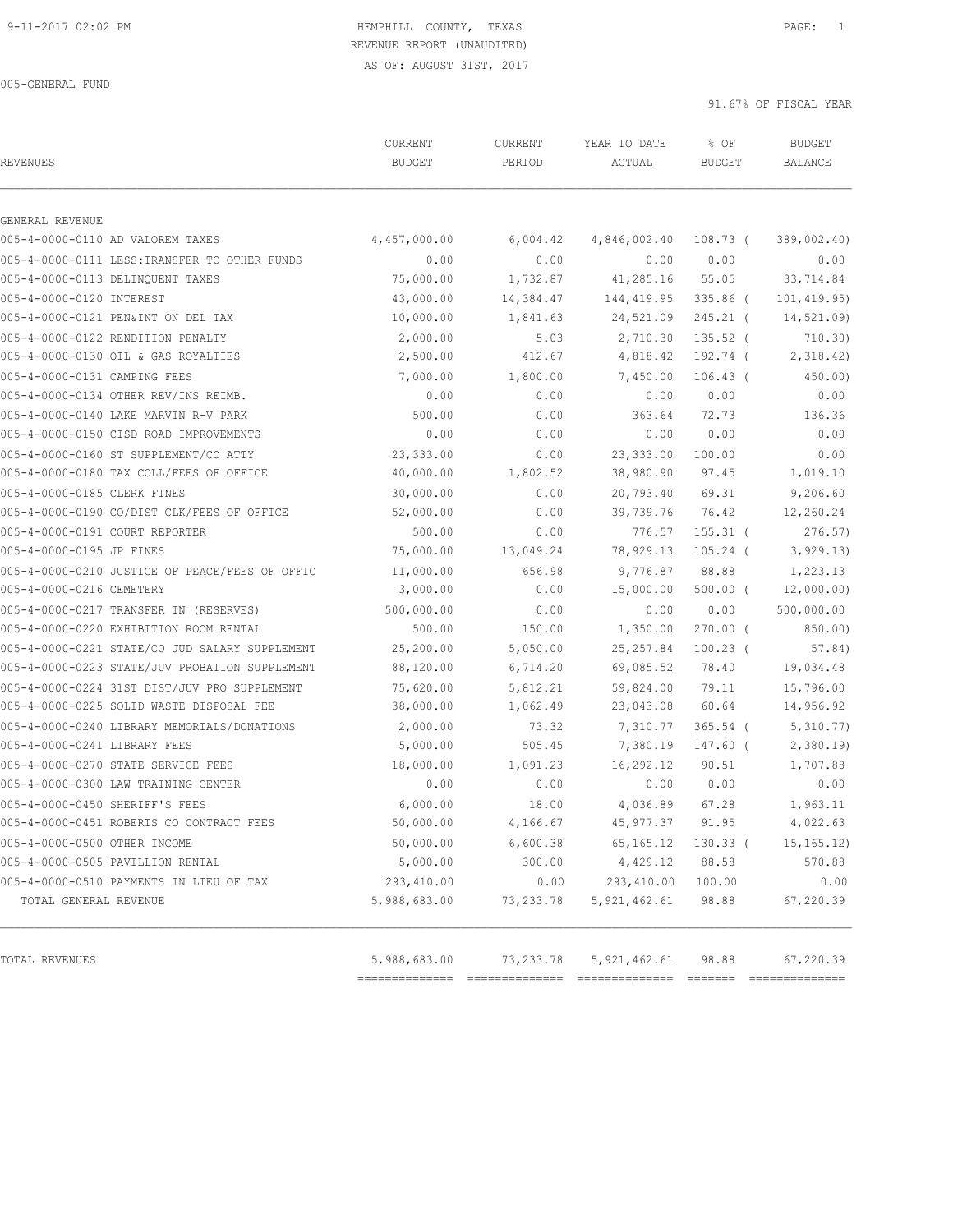HEMPHILL COUNTY, TEXAS
REVENUE REPORT (UNAUDITED)
AS OF: AUGUST 31ST, 2017

005-GENERAL FUND

91.67% OF FISCAL YEAR

| REVENUES | CURRENT BUDGET | CURRENT PERIOD | YEAR TO DATE ACTUAL | % OF BUDGET | BUDGET BALANCE |
|---|---|---|---|---|---|
| GENERAL REVENUE | | | | | |
| 005-4-0000-0110 AD VALOREM TAXES | 4,457,000.00 | 6,004.42 | 4,846,002.40 | 108.73 ( | 389,002.40) |
| 005-4-0000-0111 LESS:TRANSFER TO OTHER FUNDS | 0.00 | 0.00 | 0.00 | 0.00 | 0.00 |
| 005-4-0000-0113 DELINQUENT TAXES | 75,000.00 | 1,732.87 | 41,285.16 | 55.05 | 33,714.84 |
| 005-4-0000-0120 INTEREST | 43,000.00 | 14,384.47 | 144,419.95 | 335.86 ( | 101,419.95) |
| 005-4-0000-0121 PEN&INT ON DEL TAX | 10,000.00 | 1,841.63 | 24,521.09 | 245.21 ( | 14,521.09) |
| 005-4-0000-0122 RENDITION PENALTY | 2,000.00 | 5.03 | 2,710.30 | 135.52 ( | 710.30) |
| 005-4-0000-0130 OIL & GAS ROYALTIES | 2,500.00 | 412.67 | 4,818.42 | 192.74 ( | 2,318.42) |
| 005-4-0000-0131 CAMPING FEES | 7,000.00 | 1,800.00 | 7,450.00 | 106.43 ( | 450.00) |
| 005-4-0000-0134 OTHER REV/INS REIMB. | 0.00 | 0.00 | 0.00 | 0.00 | 0.00 |
| 005-4-0000-0140 LAKE MARVIN R-V PARK | 500.00 | 0.00 | 363.64 | 72.73 | 136.36 |
| 005-4-0000-0150 CISD ROAD IMPROVEMENTS | 0.00 | 0.00 | 0.00 | 0.00 | 0.00 |
| 005-4-0000-0160 ST SUPPLEMENT/CO ATTY | 23,333.00 | 0.00 | 23,333.00 | 100.00 | 0.00 |
| 005-4-0000-0180 TAX COLL/FEES OF OFFICE | 40,000.00 | 1,802.52 | 38,980.90 | 97.45 | 1,019.10 |
| 005-4-0000-0185 CLERK FINES | 30,000.00 | 0.00 | 20,793.40 | 69.31 | 9,206.60 |
| 005-4-0000-0190 CO/DIST CLK/FEES OF OFFICE | 52,000.00 | 0.00 | 39,739.76 | 76.42 | 12,260.24 |
| 005-4-0000-0191 COURT REPORTER | 500.00 | 0.00 | 776.57 | 155.31 ( | 276.57) |
| 005-4-0000-0195 JP FINES | 75,000.00 | 13,049.24 | 78,929.13 | 105.24 ( | 3,929.13) |
| 005-4-0000-0210 JUSTICE OF PEACE/FEES OF OFFIC | 11,000.00 | 656.98 | 9,776.87 | 88.88 | 1,223.13 |
| 005-4-0000-0216 CEMETERY | 3,000.00 | 0.00 | 15,000.00 | 500.00 ( | 12,000.00) |
| 005-4-0000-0217 TRANSFER IN (RESERVES) | 500,000.00 | 0.00 | 0.00 | 0.00 | 500,000.00 |
| 005-4-0000-0220 EXHIBITION ROOM RENTAL | 500.00 | 150.00 | 1,350.00 | 270.00 ( | 850.00) |
| 005-4-0000-0221 STATE/CO JUD SALARY SUPPLEMENT | 25,200.00 | 5,050.00 | 25,257.84 | 100.23 ( | 57.84) |
| 005-4-0000-0223 STATE/JUV PROBATION SUPPLEMENT | 88,120.00 | 6,714.20 | 69,085.52 | 78.40 | 19,034.48 |
| 005-4-0000-0224 31ST DIST/JUV PRO SUPPLEMENT | 75,620.00 | 5,812.21 | 59,824.00 | 79.11 | 15,796.00 |
| 005-4-0000-0225 SOLID WASTE DISPOSAL FEE | 38,000.00 | 1,062.49 | 23,043.08 | 60.64 | 14,956.92 |
| 005-4-0000-0240 LIBRARY MEMORIALS/DONATIONS | 2,000.00 | 73.32 | 7,310.77 | 365.54 ( | 5,310.77) |
| 005-4-0000-0241 LIBRARY FEES | 5,000.00 | 505.45 | 7,380.19 | 147.60 ( | 2,380.19) |
| 005-4-0000-0270 STATE SERVICE FEES | 18,000.00 | 1,091.23 | 16,292.12 | 90.51 | 1,707.88 |
| 005-4-0000-0300 LAW TRAINING CENTER | 0.00 | 0.00 | 0.00 | 0.00 | 0.00 |
| 005-4-0000-0450 SHERIFF'S FEES | 6,000.00 | 18.00 | 4,036.89 | 67.28 | 1,963.11 |
| 005-4-0000-0451 ROBERTS CO CONTRACT FEES | 50,000.00 | 4,166.67 | 45,977.37 | 91.95 | 4,022.63 |
| 005-4-0000-0500 OTHER INCOME | 50,000.00 | 6,600.38 | 65,165.12 | 130.33 ( | 15,165.12) |
| 005-4-0000-0505 PAVILLION RENTAL | 5,000.00 | 300.00 | 4,429.12 | 88.58 | 570.88 |
| 005-4-0000-0510 PAYMENTS IN LIEU OF TAX | 293,410.00 | 0.00 | 293,410.00 | 100.00 | 0.00 |
| TOTAL GENERAL REVENUE | 5,988,683.00 | 73,233.78 | 5,921,462.61 | 98.88 | 67,220.39 |
| TOTAL REVENUES | 5,988,683.00 | 73,233.78 | 5,921,462.61 | 98.88 | 67,220.39 |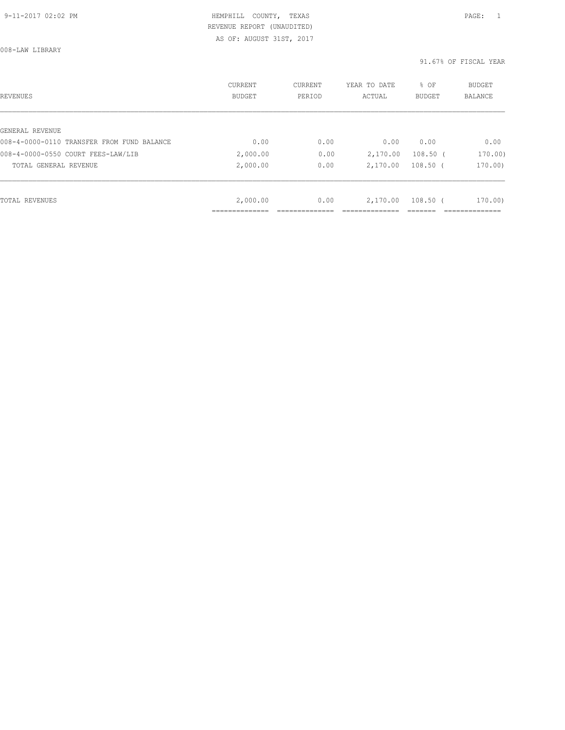HEMPHILL COUNTY, TEXAS
REVENUE REPORT (UNAUDITED)
AS OF: AUGUST 31ST, 2017

008-LAW LIBRARY

91.67% OF FISCAL YEAR

| REVENUES | CURRENT BUDGET | CURRENT PERIOD | YEAR TO DATE ACTUAL | % OF BUDGET | BUDGET BALANCE |
|---|---|---|---|---|---|
| GENERAL REVENUE | | | | | |
| 008-4-0000-0110 TRANSFER FROM FUND BALANCE | 0.00 | 0.00 | 0.00 | 0.00 | 0.00 |
| 008-4-0000-0550 COURT FEES-LAW/LIB | 2,000.00 | 0.00 | 2,170.00 | 108.50 | ( 170.00) |
| TOTAL GENERAL REVENUE | 2,000.00 | 0.00 | 2,170.00 | 108.50 | ( 170.00) |
| TOTAL REVENUES | 2,000.00 | 0.00 | 2,170.00 | 108.50 | ( 170.00) |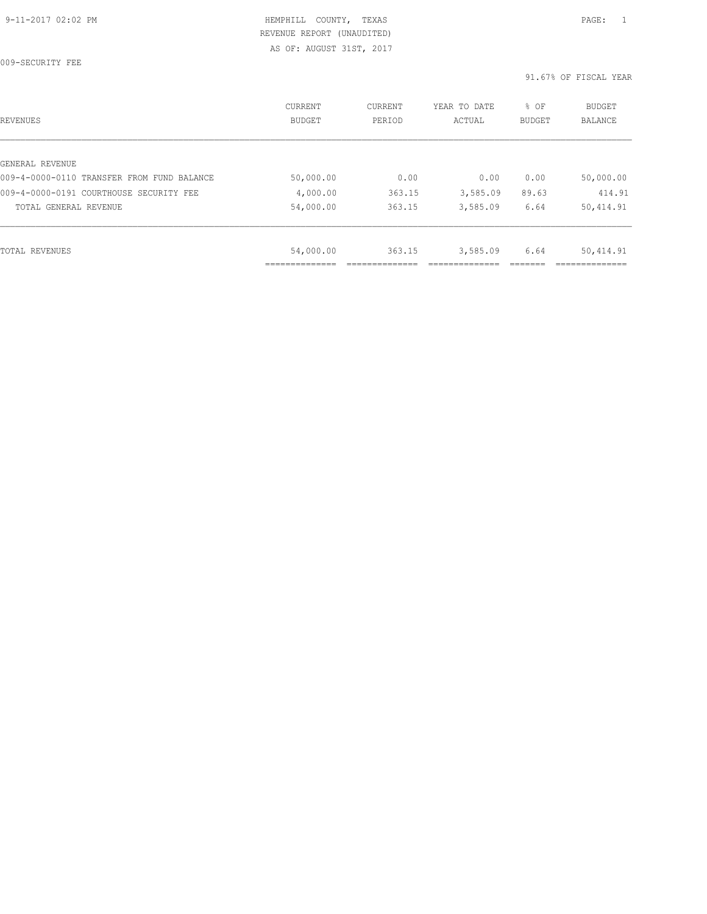HEMPHILL COUNTY, TEXAS
REVENUE REPORT (UNAUDITED)
AS OF: AUGUST 31ST, 2017

009-SECURITY FEE

91.67% OF FISCAL YEAR

| REVENUES | CURRENT BUDGET | CURRENT PERIOD | YEAR TO DATE ACTUAL | % OF BUDGET | BUDGET BALANCE |
|---|---|---|---|---|---|
| GENERAL REVENUE | | | | | |
| 009-4-0000-0110 TRANSFER FROM FUND BALANCE | 50,000.00 | 0.00 | 0.00 | 0.00 | 50,000.00 |
| 009-4-0000-0191 COURTHOUSE SECURITY FEE | 4,000.00 | 363.15 | 3,585.09 | 89.63 | 414.91 |
| TOTAL GENERAL REVENUE | 54,000.00 | 363.15 | 3,585.09 | 6.64 | 50,414.91 |
| TOTAL REVENUES | 54,000.00 | 363.15 | 3,585.09 | 6.64 | 50,414.91 |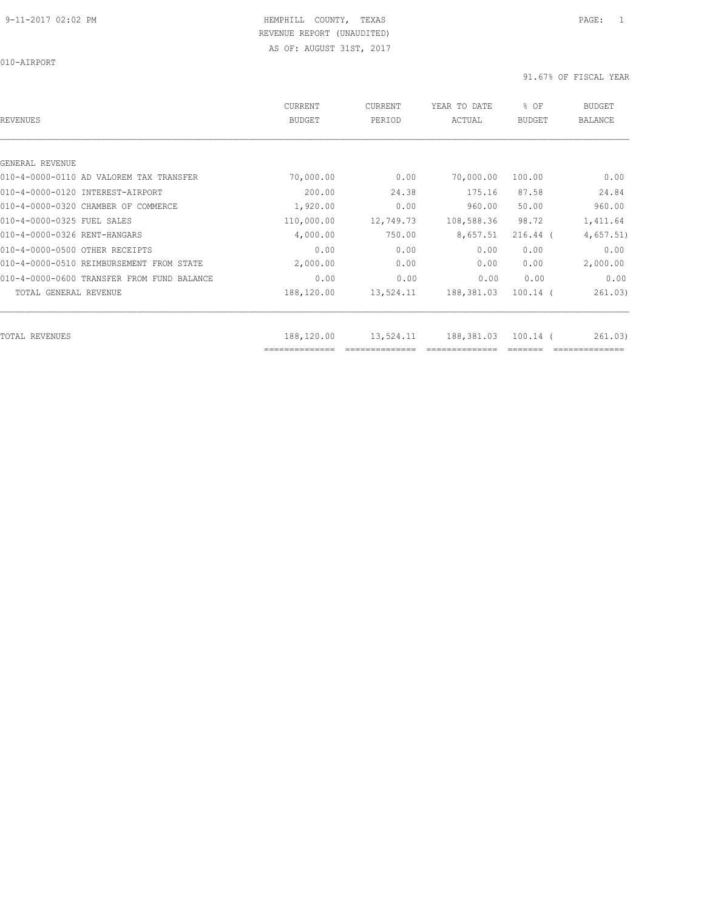HEMPHILL COUNTY, TEXAS

REVENUE REPORT (UNAUDITED)

AS OF: AUGUST 31ST, 2017

010-AIRPORT

91.67% OF FISCAL YEAR

| REVENUES | CURRENT BUDGET | CURRENT PERIOD | YEAR TO DATE ACTUAL | % OF BUDGET | BUDGET BALANCE |
|---|---|---|---|---|---|
| GENERAL REVENUE | | | | | |
| 010-4-0000-0110 AD VALOREM TAX TRANSFER | 70,000.00 | 0.00 | 70,000.00 | 100.00 | 0.00 |
| 010-4-0000-0120 INTEREST-AIRPORT | 200.00 | 24.38 | 175.16 | 87.58 | 24.84 |
| 010-4-0000-0320 CHAMBER OF COMMERCE | 1,920.00 | 0.00 | 960.00 | 50.00 | 960.00 |
| 010-4-0000-0325 FUEL SALES | 110,000.00 | 12,749.73 | 108,588.36 | 98.72 | 1,411.64 |
| 010-4-0000-0326 RENT-HANGARS | 4,000.00 | 750.00 | 8,657.51 | 216.44 ( | 4,657.51) |
| 010-4-0000-0500 OTHER RECEIPTS | 0.00 | 0.00 | 0.00 | 0.00 | 0.00 |
| 010-4-0000-0510 REIMBURSEMENT FROM STATE | 2,000.00 | 0.00 | 0.00 | 0.00 | 2,000.00 |
| 010-4-0000-0600 TRANSFER FROM FUND BALANCE | 0.00 | 0.00 | 0.00 | 0.00 | 0.00 |
| TOTAL GENERAL REVENUE | 188,120.00 | 13,524.11 | 188,381.03 | 100.14 ( | 261.03) |
| TOTAL REVENUES | 188,120.00 | 13,524.11 | 188,381.03 | 100.14 ( | 261.03) |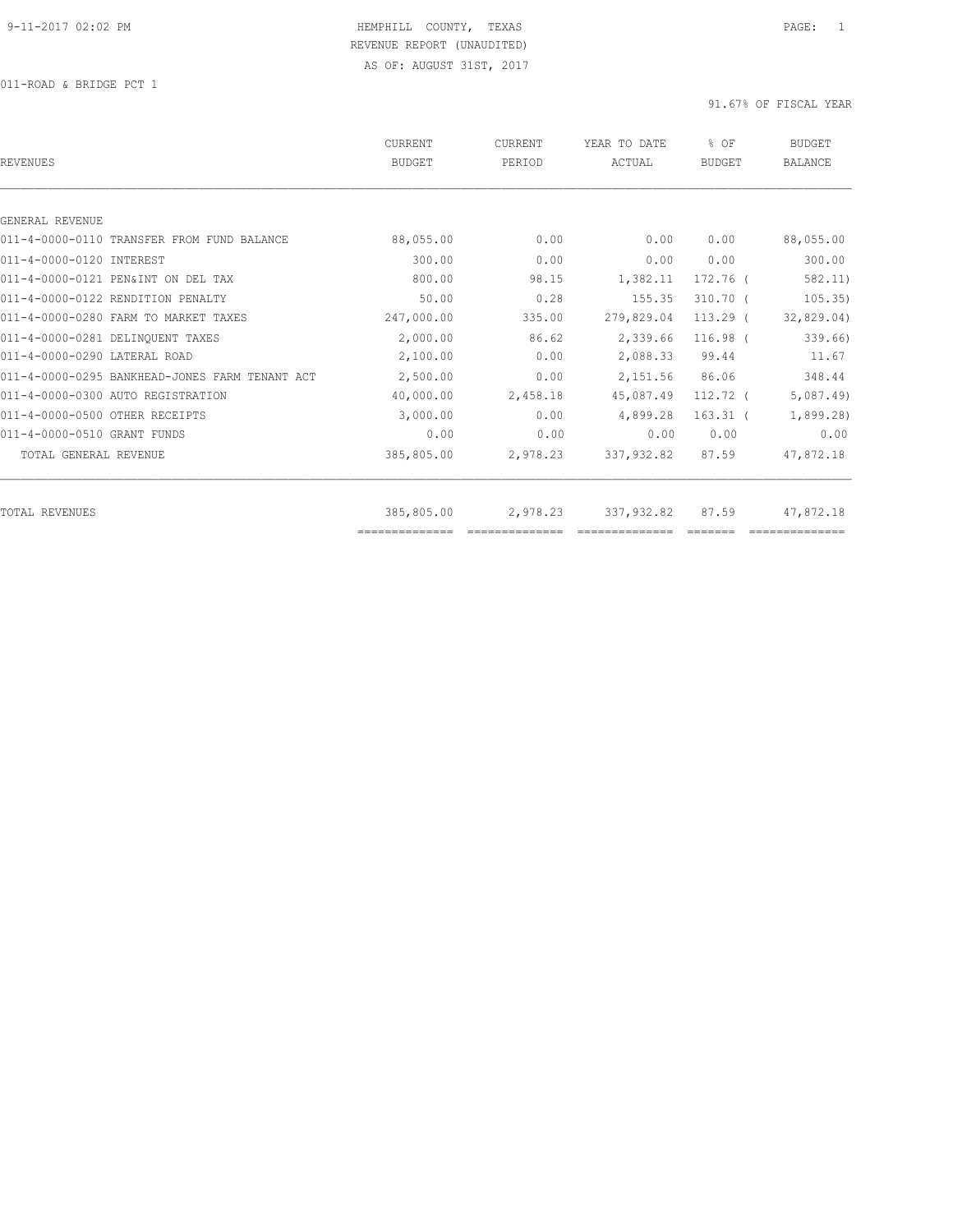HEMPHILL COUNTY, TEXAS
REVENUE REPORT (UNAUDITED)
AS OF: AUGUST 31ST, 2017

011-ROAD & BRIDGE PCT 1

91.67% OF FISCAL YEAR

| REVENUES | CURRENT BUDGET | CURRENT PERIOD | YEAR TO DATE ACTUAL | % OF BUDGET | BUDGET BALANCE |
|---|---|---|---|---|---|
| GENERAL REVENUE | | | | | |
| 011-4-0000-0110 TRANSFER FROM FUND BALANCE | 88,055.00 | 0.00 | 0.00 | 0.00 | 88,055.00 |
| 011-4-0000-0120 INTEREST | 300.00 | 0.00 | 0.00 | 0.00 | 300.00 |
| 011-4-0000-0121 PEN&INT ON DEL TAX | 800.00 | 98.15 | 1,382.11 | 172.76 ( | 582.11) |
| 011-4-0000-0122 RENDITION PENALTY | 50.00 | 0.28 | 155.35 | 310.70 ( | 105.35) |
| 011-4-0000-0280 FARM TO MARKET TAXES | 247,000.00 | 335.00 | 279,829.04 | 113.29 ( | 32,829.04) |
| 011-4-0000-0281 DELINQUENT TAXES | 2,000.00 | 86.62 | 2,339.66 | 116.98 ( | 339.66) |
| 011-4-0000-0290 LATERAL ROAD | 2,100.00 | 0.00 | 2,088.33 | 99.44 | 11.67 |
| 011-4-0000-0295 BANKHEAD-JONES FARM TENANT ACT | 2,500.00 | 0.00 | 2,151.56 | 86.06 | 348.44 |
| 011-4-0000-0300 AUTO REGISTRATION | 40,000.00 | 2,458.18 | 45,087.49 | 112.72 ( | 5,087.49) |
| 011-4-0000-0500 OTHER RECEIPTS | 3,000.00 | 0.00 | 4,899.28 | 163.31 ( | 1,899.28) |
| 011-4-0000-0510 GRANT FUNDS | 0.00 | 0.00 | 0.00 | 0.00 | 0.00 |
| TOTAL GENERAL REVENUE | 385,805.00 | 2,978.23 | 337,932.82 | 87.59 | 47,872.18 |
| TOTAL REVENUES | 385,805.00 | 2,978.23 | 337,932.82 | 87.59 | 47,872.18 |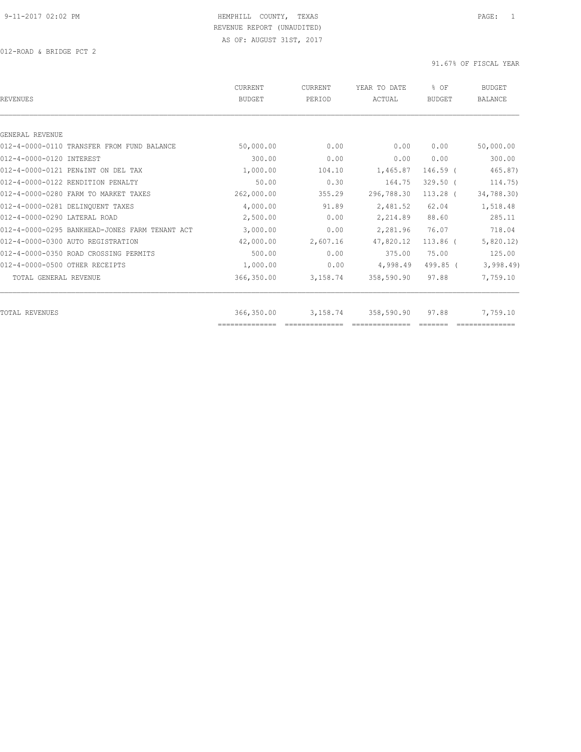HEMPHILL COUNTY, TEXAS
REVENUE REPORT (UNAUDITED)
AS OF: AUGUST 31ST, 2017

012-ROAD & BRIDGE PCT 2

91.67% OF FISCAL YEAR

| REVENUES | CURRENT BUDGET | CURRENT PERIOD | YEAR TO DATE ACTUAL | % OF BUDGET | BUDGET BALANCE |
|---|---|---|---|---|---|
| GENERAL REVENUE | | | | | |
| 012-4-0000-0110 TRANSFER FROM FUND BALANCE | 50,000.00 | 0.00 | 0.00 | 0.00 | 50,000.00 |
| 012-4-0000-0120 INTEREST | 300.00 | 0.00 | 0.00 | 0.00 | 300.00 |
| 012-4-0000-0121 PEN&INT ON DEL TAX | 1,000.00 | 104.10 | 1,465.87 | 146.59 | ( 465.87) |
| 012-4-0000-0122 RENDITION PENALTY | 50.00 | 0.30 | 164.75 | 329.50 | ( 114.75) |
| 012-4-0000-0280 FARM TO MARKET TAXES | 262,000.00 | 355.29 | 296,788.30 | 113.28 | ( 34,788.30) |
| 012-4-0000-0281 DELINQUENT TAXES | 4,000.00 | 91.89 | 2,481.52 | 62.04 | 1,518.48 |
| 012-4-0000-0290 LATERAL ROAD | 2,500.00 | 0.00 | 2,214.89 | 88.60 | 285.11 |
| 012-4-0000-0295 BANKHEAD-JONES FARM TENANT ACT | 3,000.00 | 0.00 | 2,281.96 | 76.07 | 718.04 |
| 012-4-0000-0300 AUTO REGISTRATION | 42,000.00 | 2,607.16 | 47,820.12 | 113.86 | ( 5,820.12) |
| 012-4-0000-0350 ROAD CROSSING PERMITS | 500.00 | 0.00 | 375.00 | 75.00 | 125.00 |
| 012-4-0000-0500 OTHER RECEIPTS | 1,000.00 | 0.00 | 4,998.49 | 499.85 | ( 3,998.49) |
| TOTAL GENERAL REVENUE | 366,350.00 | 3,158.74 | 358,590.90 | 97.88 | 7,759.10 |
| TOTAL REVENUES | 366,350.00 | 3,158.74 | 358,590.90 | 97.88 | 7,759.10 |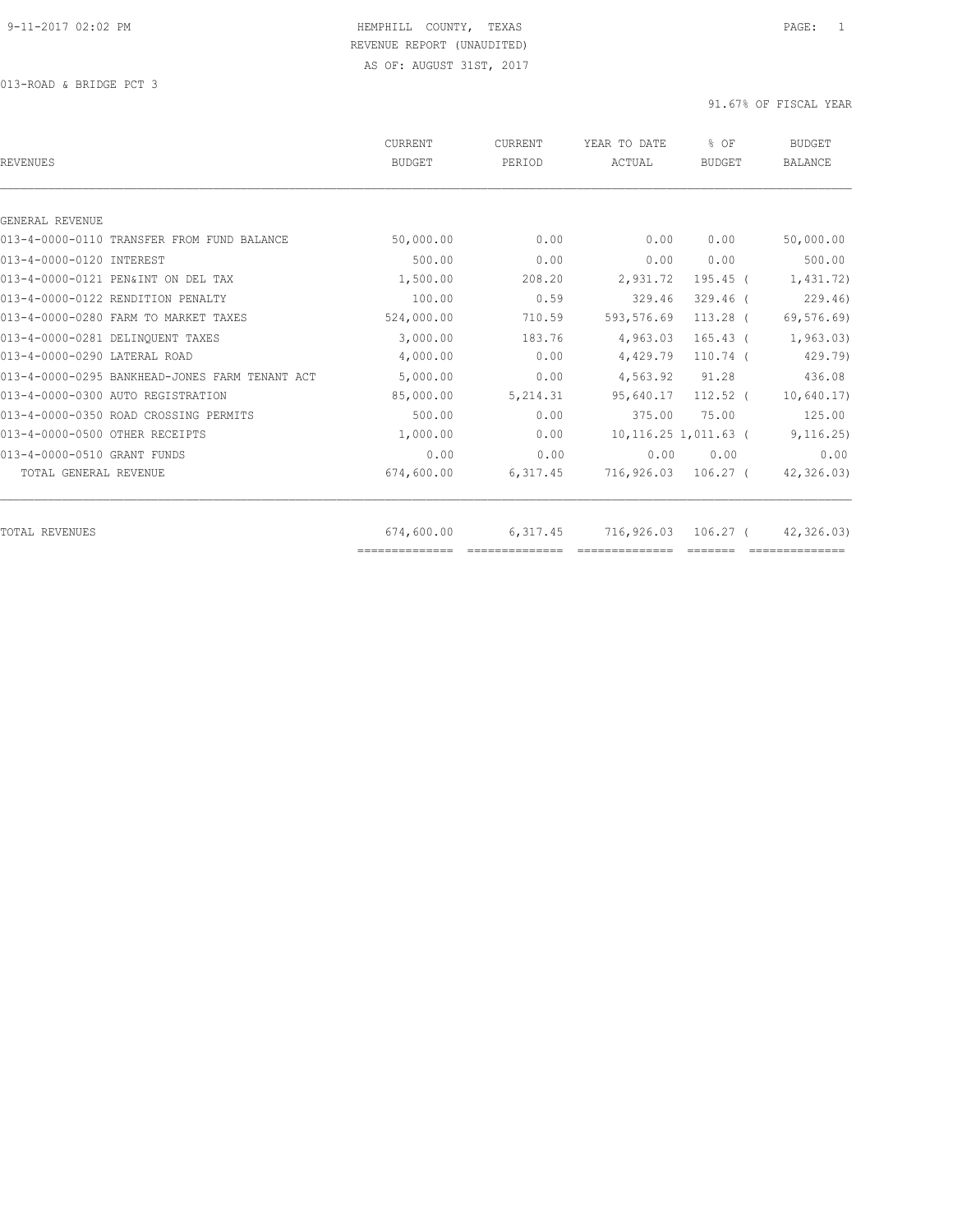9-11-2017 02:02 PM

HEMPHILL COUNTY, TEXAS

REVENUE REPORT (UNAUDITED)

AS OF: AUGUST 31ST, 2017

013-ROAD & BRIDGE PCT 3

91.67% OF FISCAL YEAR

| REVENUES | CURRENT BUDGET | CURRENT PERIOD | YEAR TO DATE ACTUAL | % OF BUDGET | BUDGET BALANCE |
|---|---|---|---|---|---|
| GENERAL REVENUE | | | | | |
| 013-4-0000-0110 TRANSFER FROM FUND BALANCE | 50,000.00 | 0.00 | 0.00 | 0.00 | 50,000.00 |
| 013-4-0000-0120 INTEREST | 500.00 | 0.00 | 0.00 | 0.00 | 500.00 |
| 013-4-0000-0121 PEN&INT ON DEL TAX | 1,500.00 | 208.20 | 2,931.72 | 195.45 | ( 1,431.72) |
| 013-4-0000-0122 RENDITION PENALTY | 100.00 | 0.59 | 329.46 | 329.46 | ( 229.46) |
| 013-4-0000-0280 FARM TO MARKET TAXES | 524,000.00 | 710.59 | 593,576.69 | 113.28 | ( 69,576.69) |
| 013-4-0000-0281 DELINQUENT TAXES | 3,000.00 | 183.76 | 4,963.03 | 165.43 | ( 1,963.03) |
| 013-4-0000-0290 LATERAL ROAD | 4,000.00 | 0.00 | 4,429.79 | 110.74 | ( 429.79) |
| 013-4-0000-0295 BANKHEAD-JONES FARM TENANT ACT | 5,000.00 | 0.00 | 4,563.92 | 91.28 | 436.08 |
| 013-4-0000-0300 AUTO REGISTRATION | 85,000.00 | 5,214.31 | 95,640.17 | 112.52 | ( 10,640.17) |
| 013-4-0000-0350 ROAD CROSSING PERMITS | 500.00 | 0.00 | 375.00 | 75.00 | 125.00 |
| 013-4-0000-0500 OTHER RECEIPTS | 1,000.00 | 0.00 | 10,116.25 | 1,011.63 | ( 9,116.25) |
| 013-4-0000-0510 GRANT FUNDS | 0.00 | 0.00 | 0.00 | 0.00 | 0.00 |
| TOTAL GENERAL REVENUE | 674,600.00 | 6,317.45 | 716,926.03 | 106.27 | ( 42,326.03) |
| TOTAL REVENUES | 674,600.00 | 6,317.45 | 716,926.03 | 106.27 | ( 42,326.03) |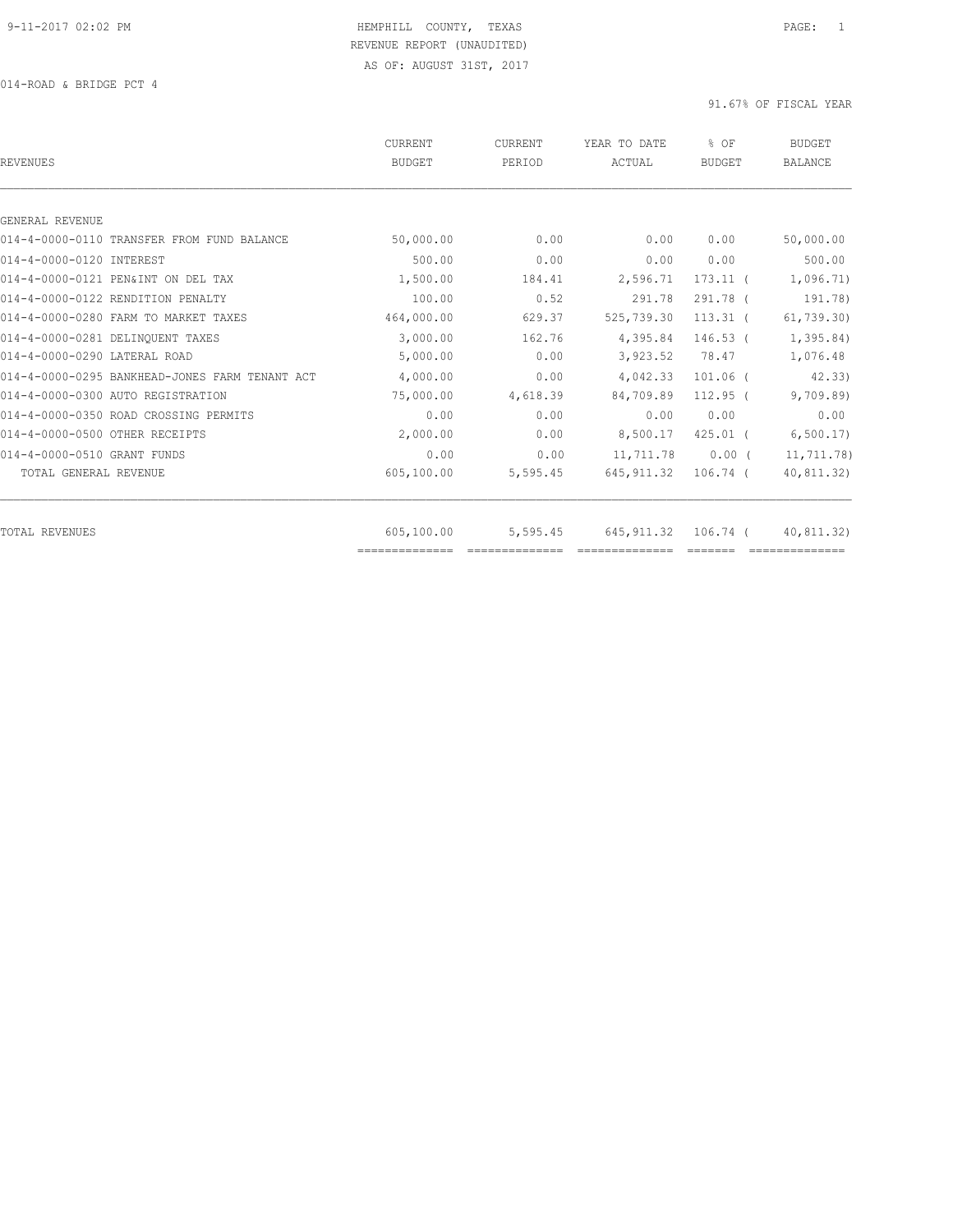HEMPHILL COUNTY, TEXAS
REVENUE REPORT (UNAUDITED)
AS OF: AUGUST 31ST, 2017

014-ROAD & BRIDGE PCT 4

91.67% OF FISCAL YEAR

| REVENUES | CURRENT BUDGET | CURRENT PERIOD | YEAR TO DATE ACTUAL | % OF BUDGET | BUDGET BALANCE |
|---|---|---|---|---|---|
| GENERAL REVENUE | | | | | |
| 014-4-0000-0110 TRANSFER FROM FUND BALANCE | 50,000.00 | 0.00 | 0.00 | 0.00 | 50,000.00 |
| 014-4-0000-0120 INTEREST | 500.00 | 0.00 | 0.00 | 0.00 | 500.00 |
| 014-4-0000-0121 PEN&INT ON DEL TAX | 1,500.00 | 184.41 | 2,596.71 | 173.11 ( | 1,096.71) |
| 014-4-0000-0122 RENDITION PENALTY | 100.00 | 0.52 | 291.78 | 291.78 ( | 191.78) |
| 014-4-0000-0280 FARM TO MARKET TAXES | 464,000.00 | 629.37 | 525,739.30 | 113.31 ( | 61,739.30) |
| 014-4-0000-0281 DELINQUENT TAXES | 3,000.00 | 162.76 | 4,395.84 | 146.53 ( | 1,395.84) |
| 014-4-0000-0290 LATERAL ROAD | 5,000.00 | 0.00 | 3,923.52 | 78.47 | 1,076.48 |
| 014-4-0000-0295 BANKHEAD-JONES FARM TENANT ACT | 4,000.00 | 0.00 | 4,042.33 | 101.06 ( | 42.33) |
| 014-4-0000-0300 AUTO REGISTRATION | 75,000.00 | 4,618.39 | 84,709.89 | 112.95 ( | 9,709.89) |
| 014-4-0000-0350 ROAD CROSSING PERMITS | 0.00 | 0.00 | 0.00 | 0.00 | 0.00 |
| 014-4-0000-0500 OTHER RECEIPTS | 2,000.00 | 0.00 | 8,500.17 | 425.01 ( | 6,500.17) |
| 014-4-0000-0510 GRANT FUNDS | 0.00 | 0.00 | 11,711.78 | 0.00 ( | 11,711.78) |
| TOTAL GENERAL REVENUE | 605,100.00 | 5,595.45 | 645,911.32 | 106.74 ( | 40,811.32) |
| TOTAL REVENUES | 605,100.00 | 5,595.45 | 645,911.32 | 106.74 ( | 40,811.32) |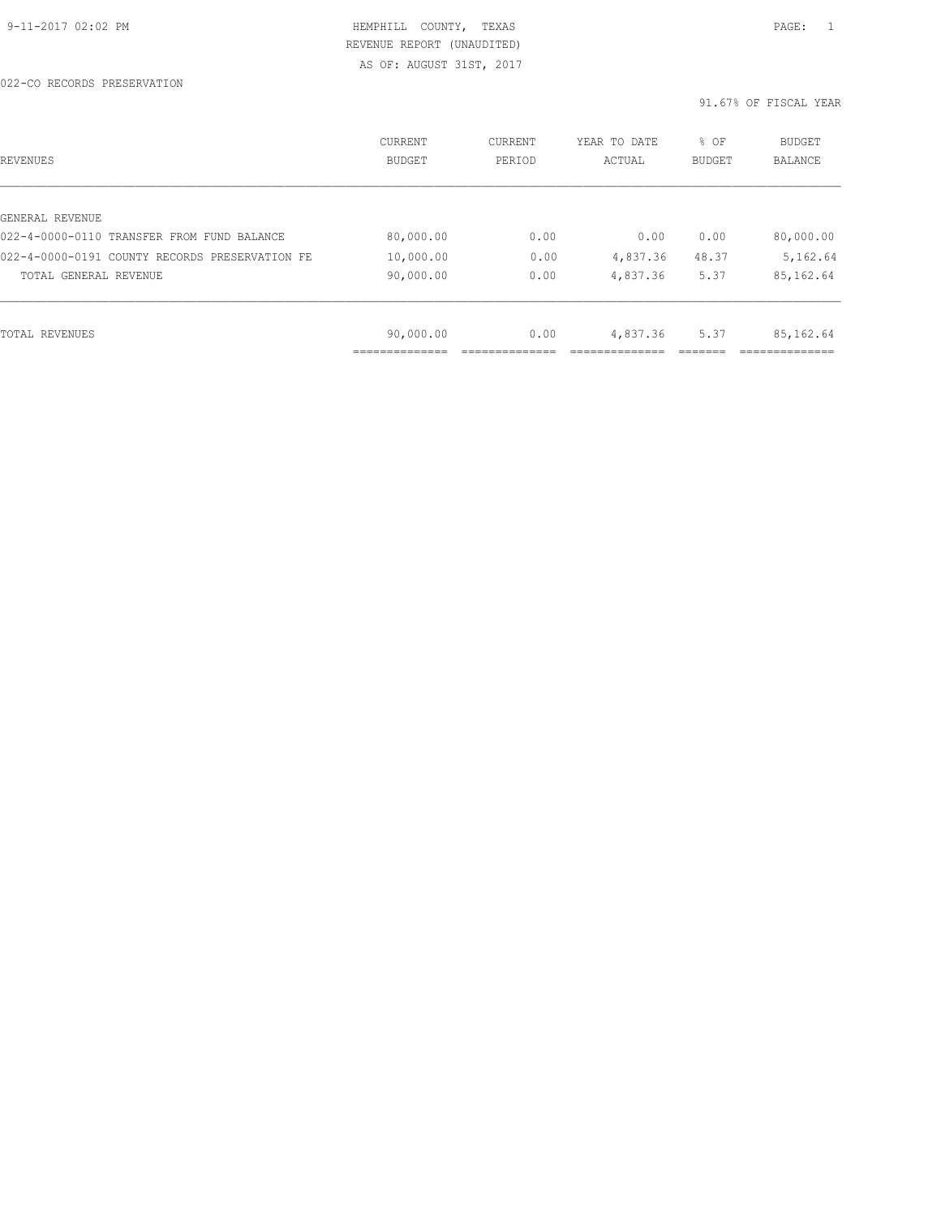9-11-2017 02:02 PM HEMPHILL COUNTY, TEXAS

REVENUE REPORT (UNAUDITED)

AS OF: AUGUST 31ST, 2017

022-CO RECORDS PRESERVATION

91.67% OF FISCAL YEAR

| REVENUES | CURRENT BUDGET | CURRENT PERIOD | YEAR TO DATE ACTUAL | % OF BUDGET | BUDGET BALANCE |
|---|---|---|---|---|---|
| GENERAL REVENUE | | | | | |
| 022-4-0000-0110 TRANSFER FROM FUND BALANCE | 80,000.00 | 0.00 | 0.00 | 0.00 | 80,000.00 |
| 022-4-0000-0191 COUNTY RECORDS PRESERVATION FE | 10,000.00 | 0.00 | 4,837.36 | 48.37 | 5,162.64 |
| TOTAL GENERAL REVENUE | 90,000.00 | 0.00 | 4,837.36 | 5.37 | 85,162.64 |
| TOTAL REVENUES | 90,000.00 | 0.00 | 4,837.36 | 5.37 | 85,162.64 |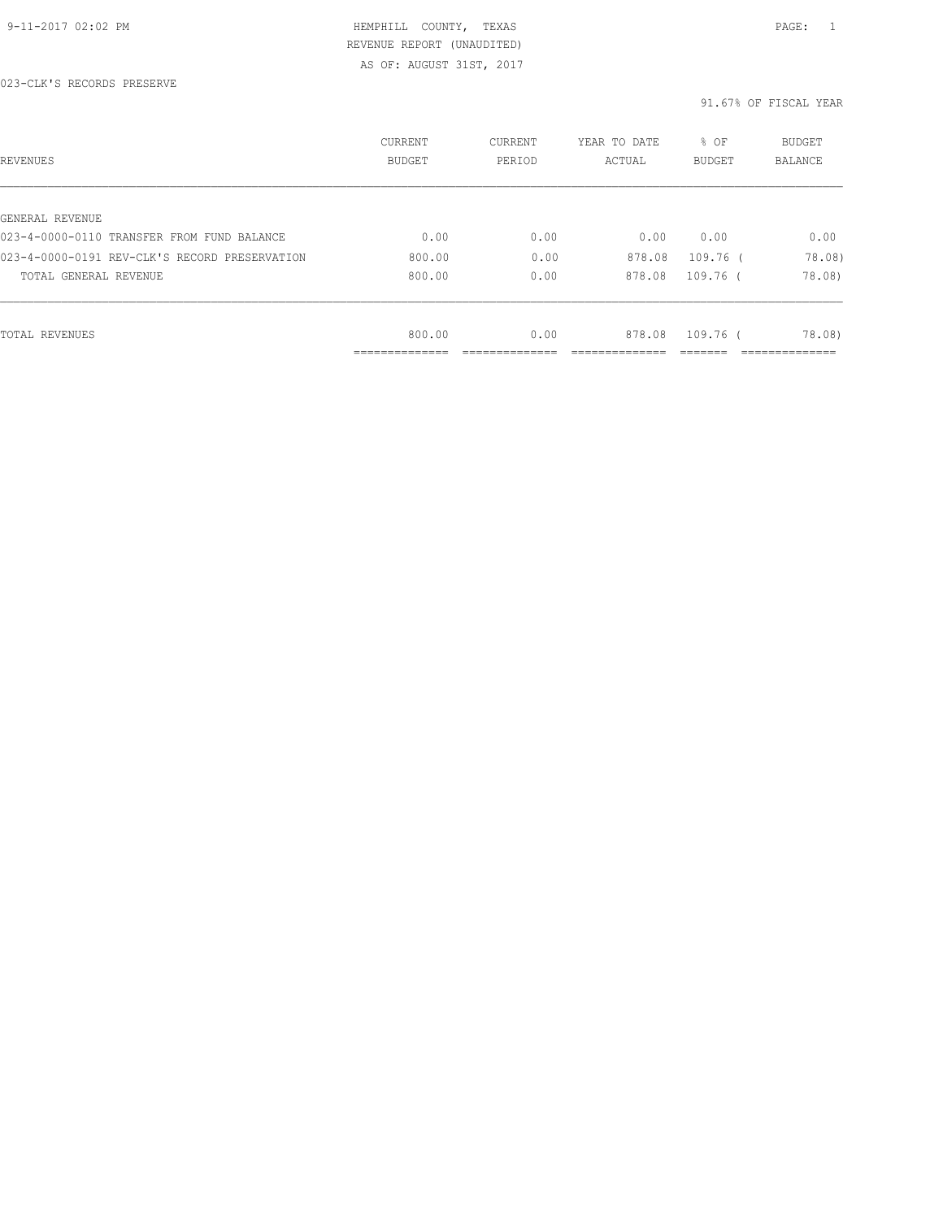9-11-2017 02:02 PM

HEMPHILL COUNTY, TEXAS
REVENUE REPORT (UNAUDITED)
AS OF: AUGUST 31ST, 2017

023-CLK'S RECORDS PRESERVE

91.67% OF FISCAL YEAR

| REVENUES | CURRENT BUDGET | CURRENT PERIOD | YEAR TO DATE ACTUAL | % OF BUDGET | BUDGET BALANCE |
|---|---|---|---|---|---|
| GENERAL REVENUE | | | | | |
| 023-4-0000-0110 TRANSFER FROM FUND BALANCE | 0.00 | 0.00 | 0.00 | 0.00 | 0.00 |
| 023-4-0000-0191 REV-CLK'S RECORD PRESERVATION | 800.00 | 0.00 | 878.08 | 109.76 | ( 78.08) |
| TOTAL GENERAL REVENUE | 800.00 | 0.00 | 878.08 | 109.76 | ( 78.08) |
| TOTAL REVENUES | 800.00 | 0.00 | 878.08 | 109.76 | ( 78.08) |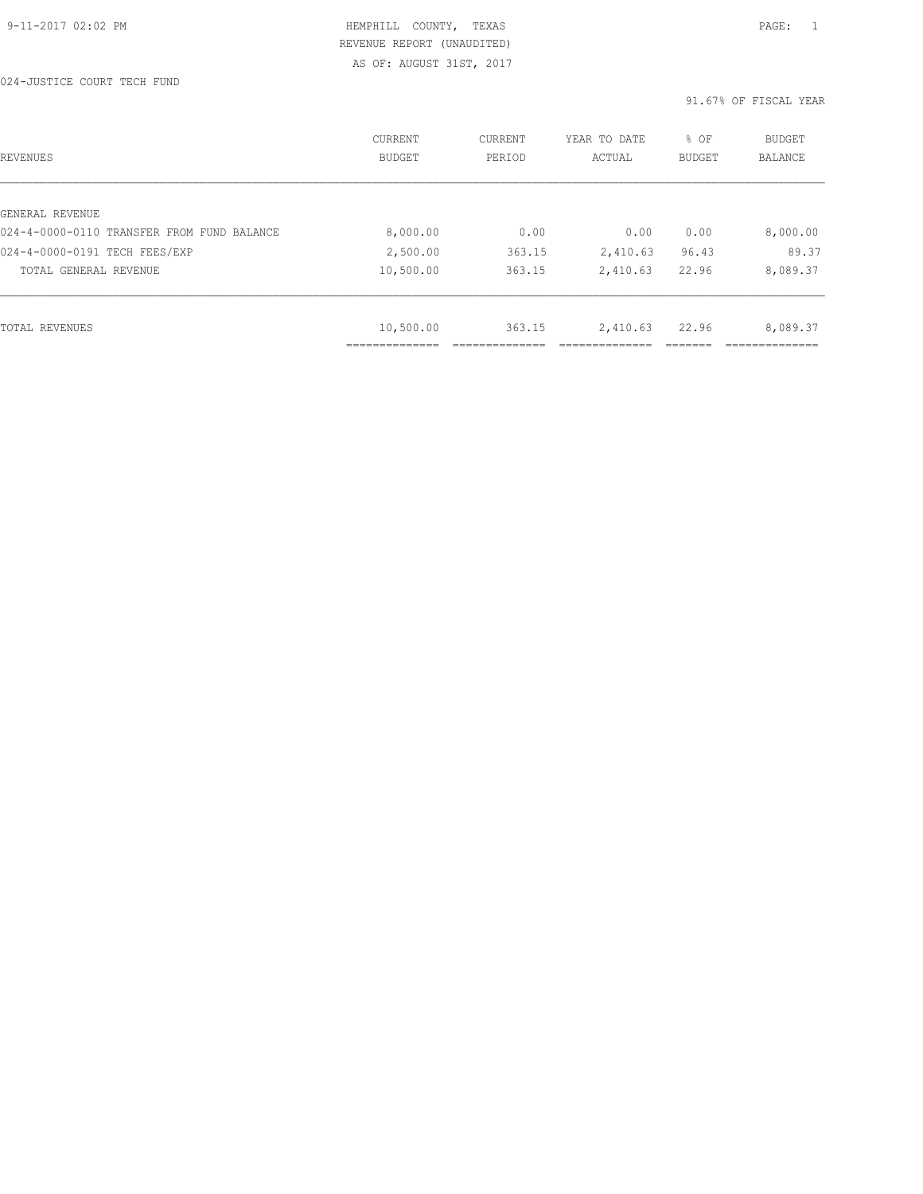HEMPHILL COUNTY, TEXAS
REVENUE REPORT (UNAUDITED)
AS OF: AUGUST 31ST, 2017

024-JUSTICE COURT TECH FUND

91.67% OF FISCAL YEAR

| REVENUES | CURRENT BUDGET | CURRENT PERIOD | YEAR TO DATE ACTUAL | % OF BUDGET | BUDGET BALANCE |
|---|---|---|---|---|---|
| GENERAL REVENUE | | | | | |
| 024-4-0000-0110 TRANSFER FROM FUND BALANCE | 8,000.00 | 0.00 | 0.00 | 0.00 | 8,000.00 |
| 024-4-0000-0191 TECH FEES/EXP | 2,500.00 | 363.15 | 2,410.63 | 96.43 | 89.37 |
| TOTAL GENERAL REVENUE | 10,500.00 | 363.15 | 2,410.63 | 22.96 | 8,089.37 |
| TOTAL REVENUES | 10,500.00 | 363.15 | 2,410.63 | 22.96 | 8,089.37 |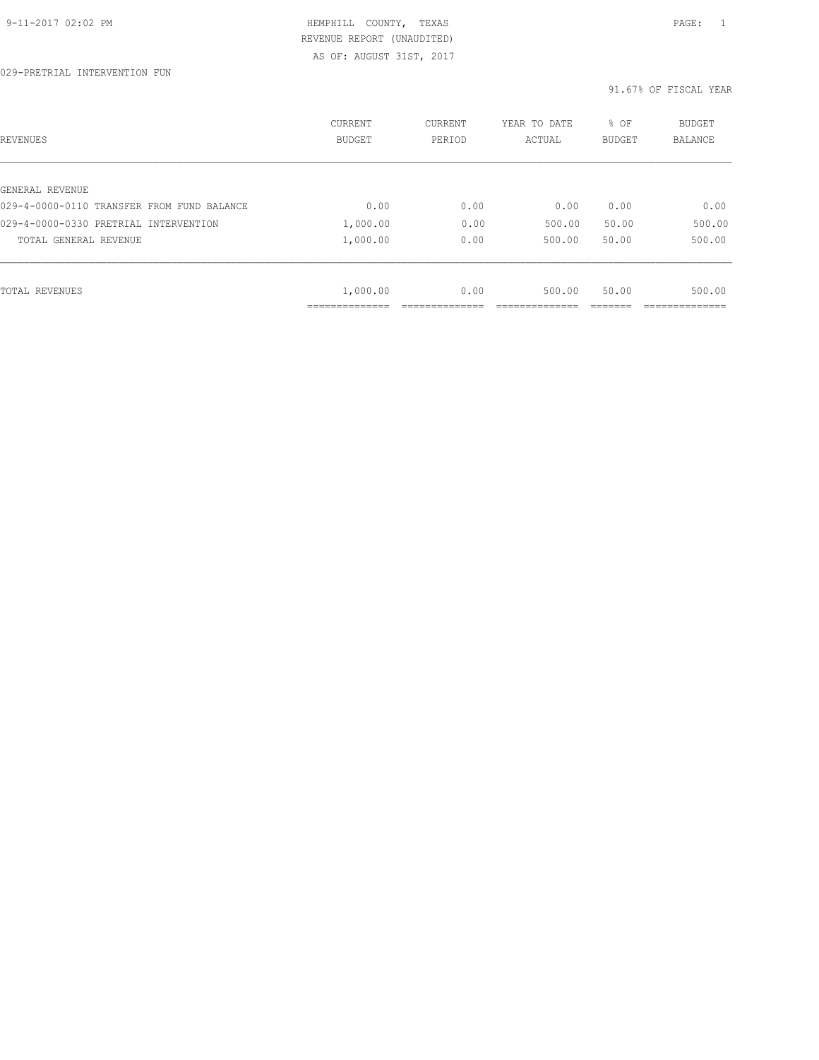HEMPHILL COUNTY, TEXAS
REVENUE REPORT (UNAUDITED)
AS OF: AUGUST 31ST, 2017

029-PRETRIAL INTERVENTION FUN

91.67% OF FISCAL YEAR

| REVENUES | CURRENT BUDGET | CURRENT PERIOD | YEAR TO DATE ACTUAL | % OF BUDGET | BUDGET BALANCE |
|---|---|---|---|---|---|
| GENERAL REVENUE | | | | | |
| 029-4-0000-0110 TRANSFER FROM FUND BALANCE | 0.00 | 0.00 | 0.00 | 0.00 | 0.00 |
| 029-4-0000-0330 PRETRIAL INTERVENTION | 1,000.00 | 0.00 | 500.00 | 50.00 | 500.00 |
| TOTAL GENERAL REVENUE | 1,000.00 | 0.00 | 500.00 | 50.00 | 500.00 |
| TOTAL REVENUES | 1,000.00 | 0.00 | 500.00 | 50.00 | 500.00 |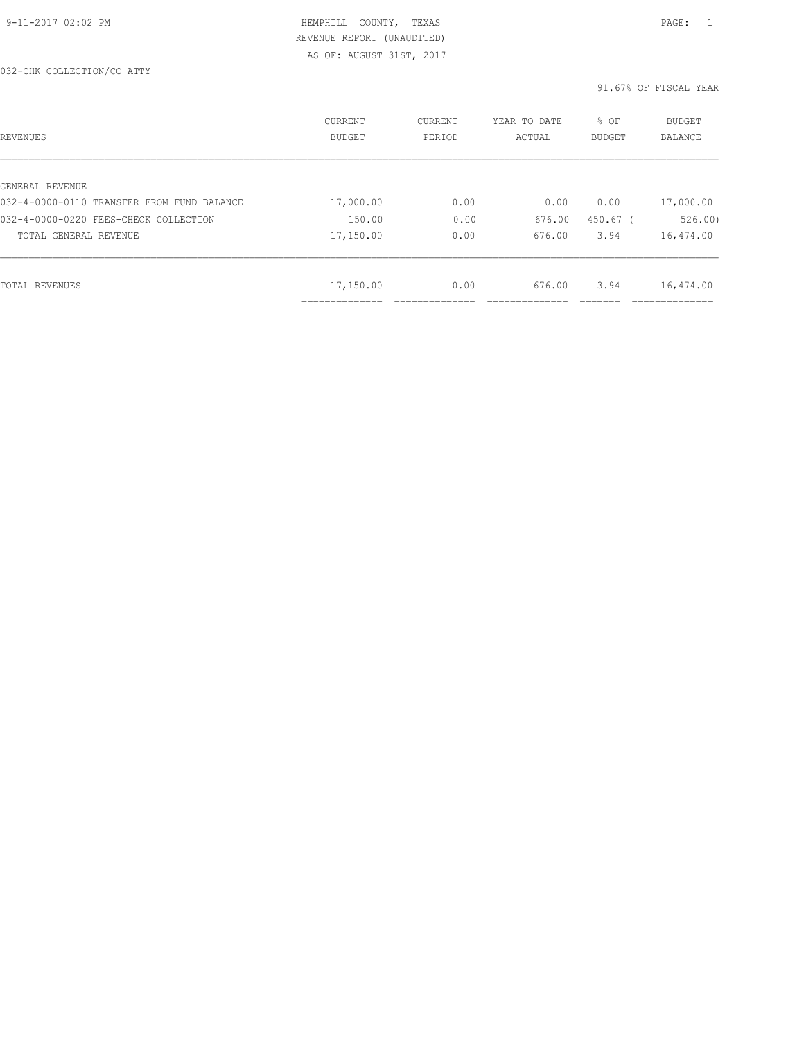HEMPHILL COUNTY, TEXAS

REVENUE REPORT (UNAUDITED)

AS OF: AUGUST 31ST, 2017

032-CHK COLLECTION/CO ATTY

91.67% OF FISCAL YEAR

| REVENUES | CURRENT BUDGET | CURRENT PERIOD | YEAR TO DATE ACTUAL | % OF BUDGET | BUDGET BALANCE |
|---|---|---|---|---|---|
| GENERAL REVENUE | | | | | |
| 032-4-0000-0110 TRANSFER FROM FUND BALANCE | 17,000.00 | 0.00 | 0.00 | 0.00 | 17,000.00 |
| 032-4-0000-0220 FEES-CHECK COLLECTION | 150.00 | 0.00 | 676.00 | 450.67 | ( 526.00) |
| TOTAL GENERAL REVENUE | 17,150.00 | 0.00 | 676.00 | 3.94 | 16,474.00 |
| TOTAL REVENUES | 17,150.00 | 0.00 | 676.00 | 3.94 | 16,474.00 |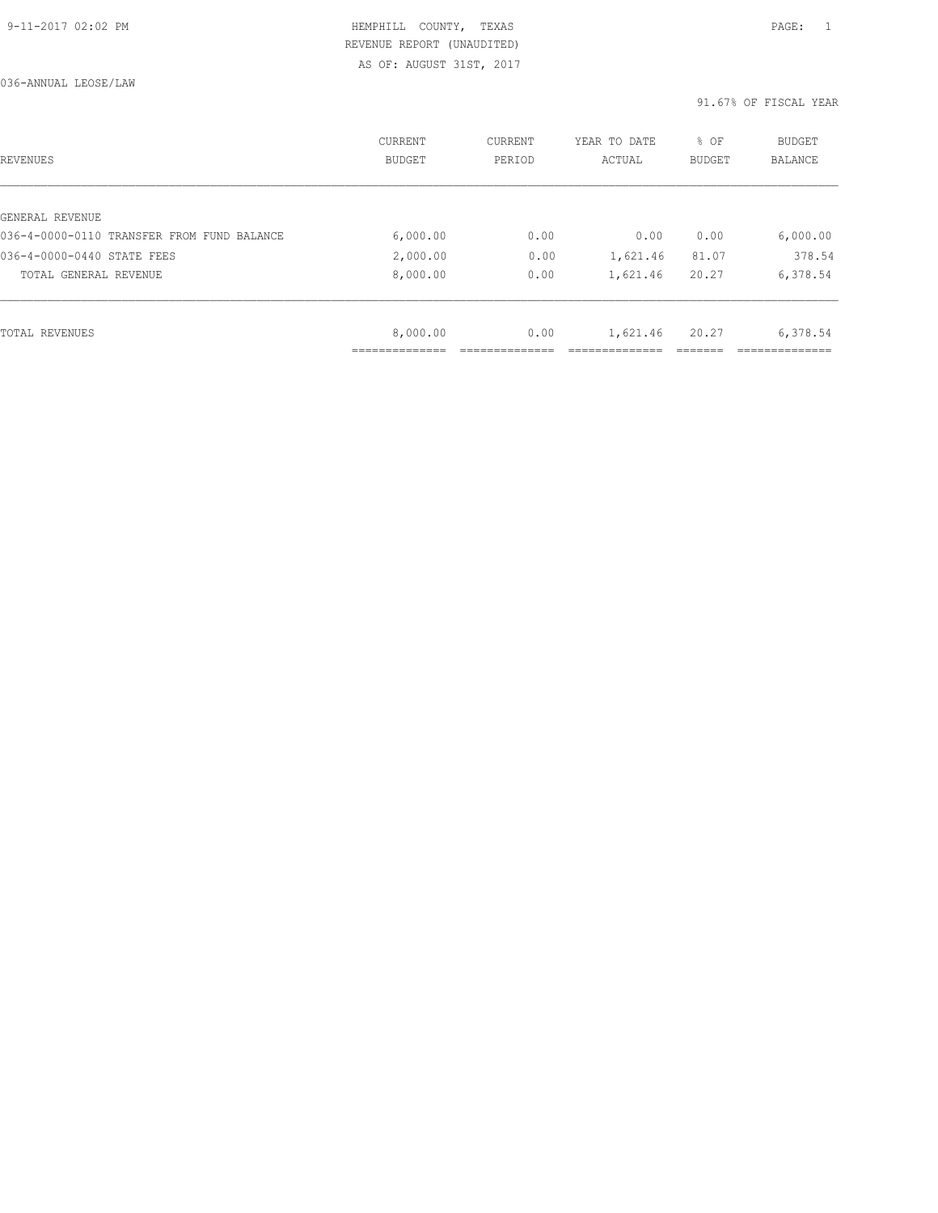9-11-2017 02:02 PM

HEMPHILL COUNTY, TEXAS
REVENUE REPORT (UNAUDITED)
AS OF: AUGUST 31ST, 2017

036-ANNUAL LEOSE/LAW

91.67% OF FISCAL YEAR

| REVENUES | CURRENT BUDGET | CURRENT PERIOD | YEAR TO DATE ACTUAL | % OF BUDGET | BUDGET BALANCE |
|---|---|---|---|---|---|
| GENERAL REVENUE | | | | | |
| 036-4-0000-0110 TRANSFER FROM FUND BALANCE | 6,000.00 | 0.00 | 0.00 | 0.00 | 6,000.00 |
| 036-4-0000-0440 STATE FEES | 2,000.00 | 0.00 | 1,621.46 | 81.07 | 378.54 |
| TOTAL GENERAL REVENUE | 8,000.00 | 0.00 | 1,621.46 | 20.27 | 6,378.54 |
| TOTAL REVENUES | 8,000.00 | 0.00 | 1,621.46 | 20.27 | 6,378.54 |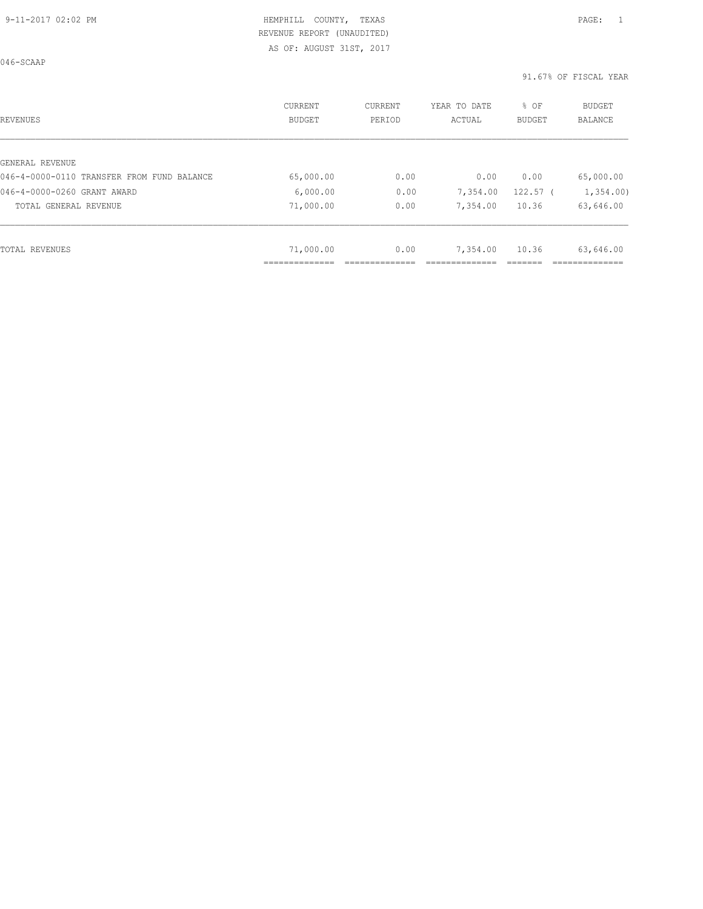HEMPHILL COUNTY, TEXAS
REVENUE REPORT (UNAUDITED)
AS OF: AUGUST 31ST, 2017

046-SCAAP

91.67% OF FISCAL YEAR

| REVENUES | CURRENT BUDGET | CURRENT PERIOD | YEAR TO DATE ACTUAL | % OF BUDGET | BUDGET BALANCE |
|---|---|---|---|---|---|
| GENERAL REVENUE | | | | | |
| 046-4-0000-0110 TRANSFER FROM FUND BALANCE | 65,000.00 | 0.00 | 0.00 | 0.00 | 65,000.00 |
| 046-4-0000-0260 GRANT AWARD | 6,000.00 | 0.00 | 7,354.00 | 122.57 | ( 1,354.00) |
| TOTAL GENERAL REVENUE | 71,000.00 | 0.00 | 7,354.00 | 10.36 | 63,646.00 |
| TOTAL REVENUES | 71,000.00 | 0.00 | 7,354.00 | 10.36 | 63,646.00 |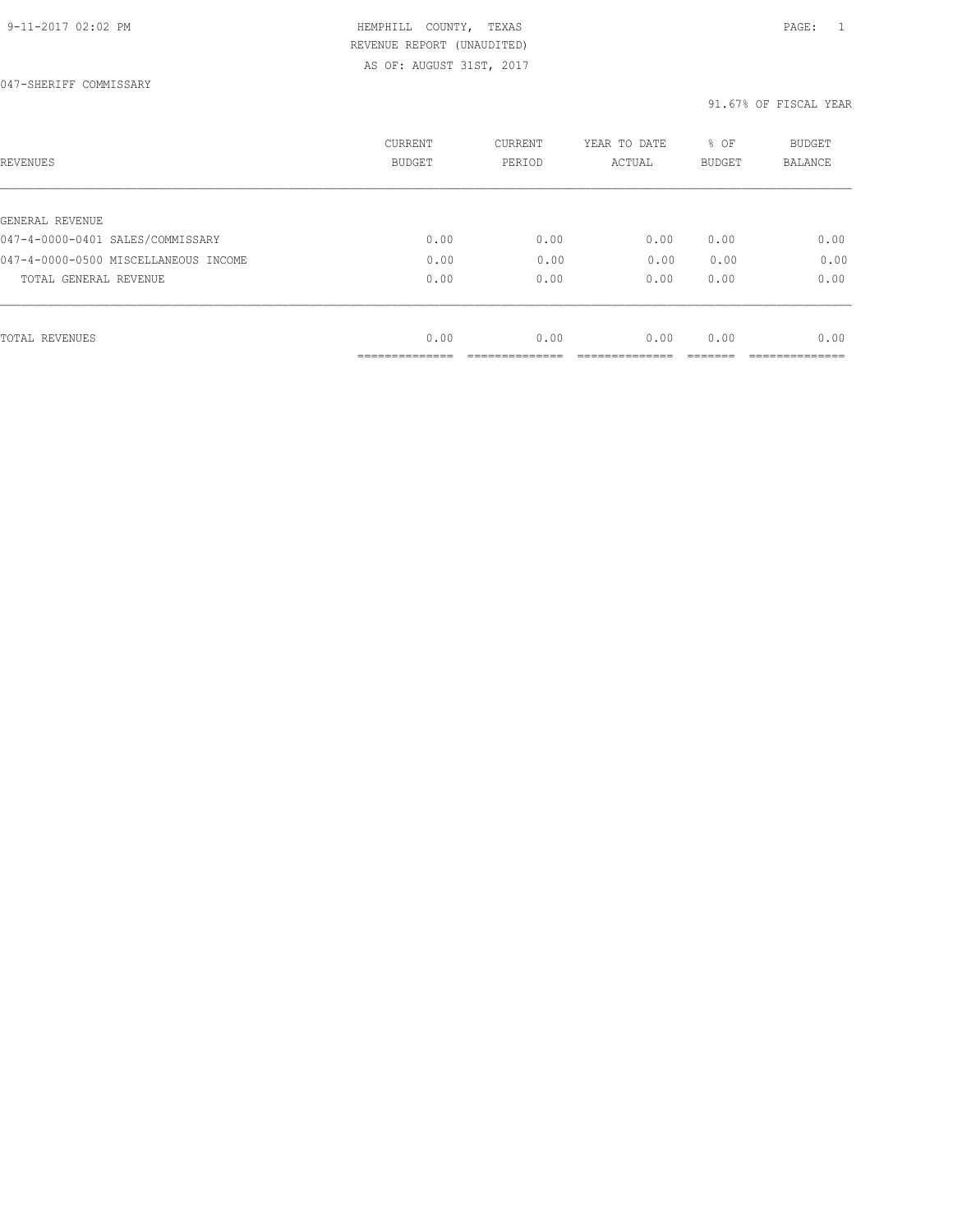047-SHERIFF COMMISSARY

91.67% OF FISCAL YEAR

| REVENUES | CURRENT BUDGET | CURRENT PERIOD | YEAR TO DATE ACTUAL | % OF BUDGET | BUDGET BALANCE |
|---|---|---|---|---|---|
| GENERAL REVENUE | | | | | |
| 047-4-0000-0401 SALES/COMMISSARY | 0.00 | 0.00 | 0.00 | 0.00 | 0.00 |
| 047-4-0000-0500 MISCELLANEOUS INCOME | 0.00 | 0.00 | 0.00 | 0.00 | 0.00 |
| TOTAL GENERAL REVENUE | 0.00 | 0.00 | 0.00 | 0.00 | 0.00 |
| TOTAL REVENUES | 0.00 | 0.00 | 0.00 | 0.00 | 0.00 |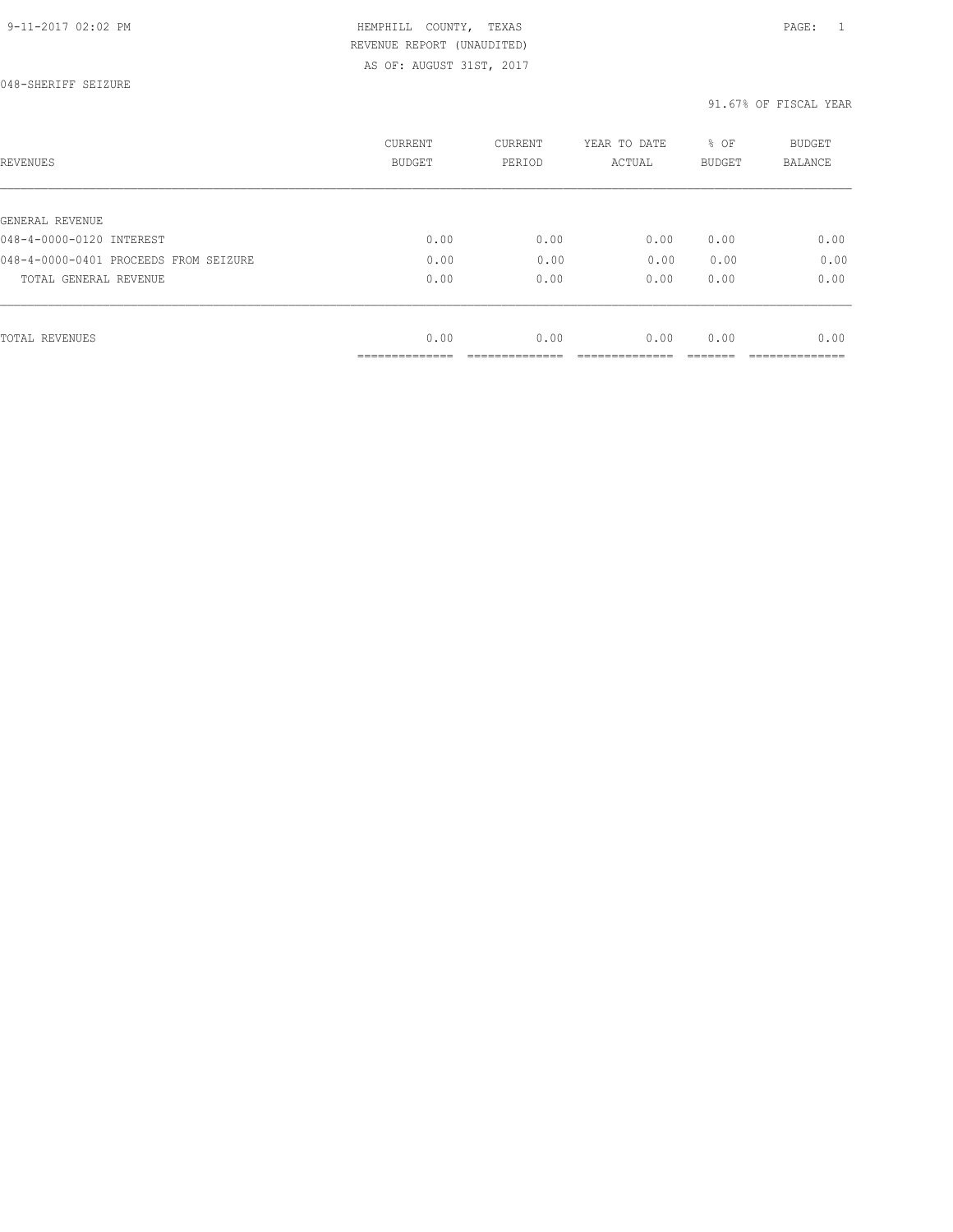9-11-2017 02:02 PM

HEMPHILL COUNTY, TEXAS

REVENUE REPORT (UNAUDITED)

AS OF: AUGUST 31ST, 2017

048-SHERIFF SEIZURE

91.67% OF FISCAL YEAR

| REVENUES | CURRENT BUDGET | CURRENT PERIOD | YEAR TO DATE ACTUAL | % OF BUDGET | BUDGET BALANCE |
|---|---|---|---|---|---|
| GENERAL REVENUE | | | | | |
| 048-4-0000-0120 INTEREST | 0.00 | 0.00 | 0.00 | 0.00 | 0.00 |
| 048-4-0000-0401 PROCEEDS FROM SEIZURE | 0.00 | 0.00 | 0.00 | 0.00 | 0.00 |
| TOTAL GENERAL REVENUE | 0.00 | 0.00 | 0.00 | 0.00 | 0.00 |
| TOTAL REVENUES | 0.00 | 0.00 | 0.00 | 0.00 | 0.00 |